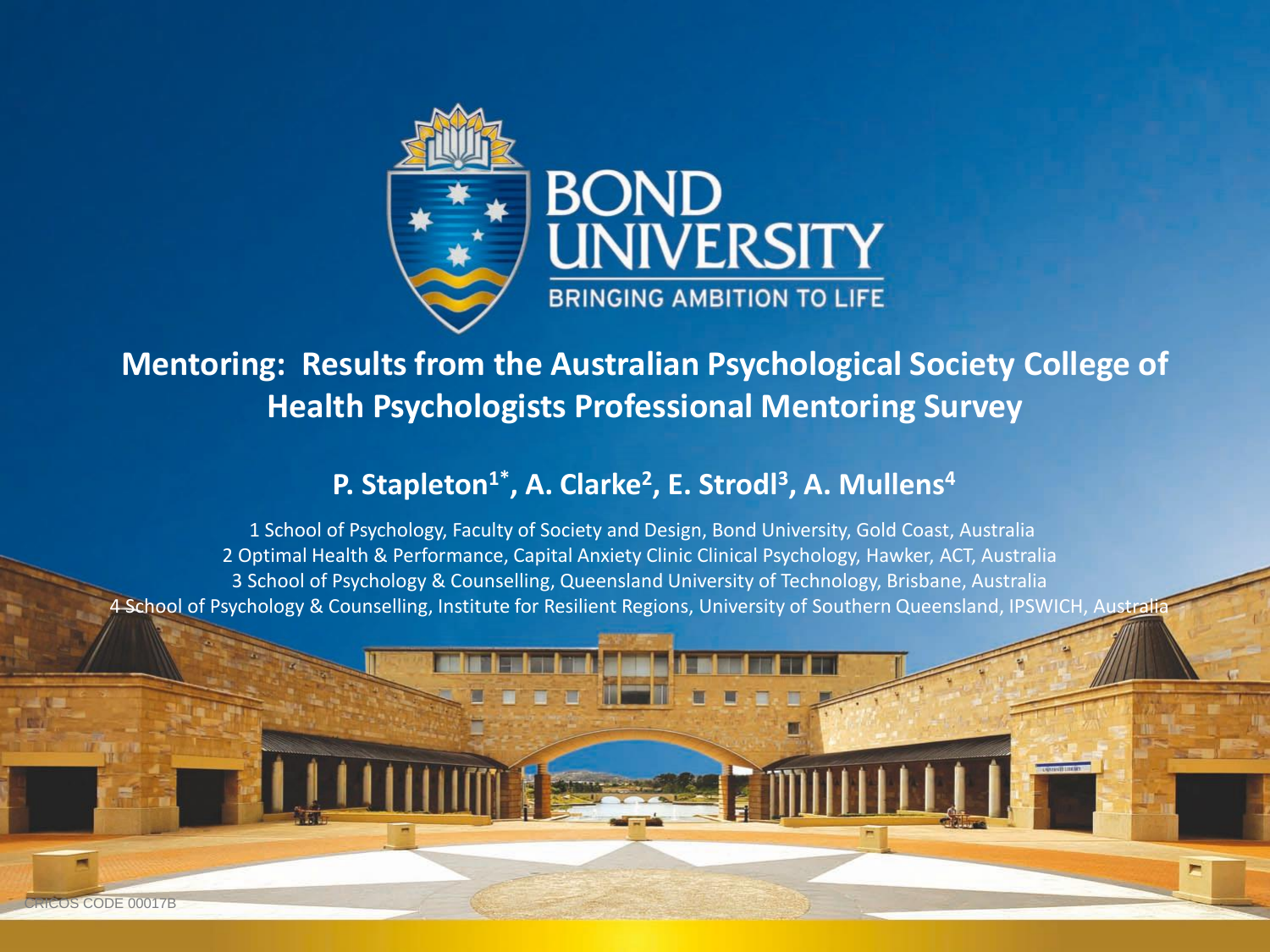BOND UNIVERSITY

BRINGING AMBITION TO LIFE

# Mentoring: Results from the Australian Psychological Society College of Health Psychologists Professional Mentoring Survey

**P. Stapleton[1*], A. Clarke[2], E. Strodl[3], A. Mullens[4]**

1 School of Psychology, Faculty of Society and Design, Bond University, Gold Coast, Australia
2 Optimal Health & Performance, Capital Anxiety Clinic Clinical Psychology, Hawker, ACT, Australia
3 School of Psychology & Counselling, Queensland University of Technology, Brisbane, Australia
4 School of Psychology & Counselling, Institute for Resilient Regions, University of Southern Queensland, IPSWICH, Australia

CRICOS CODE 00017B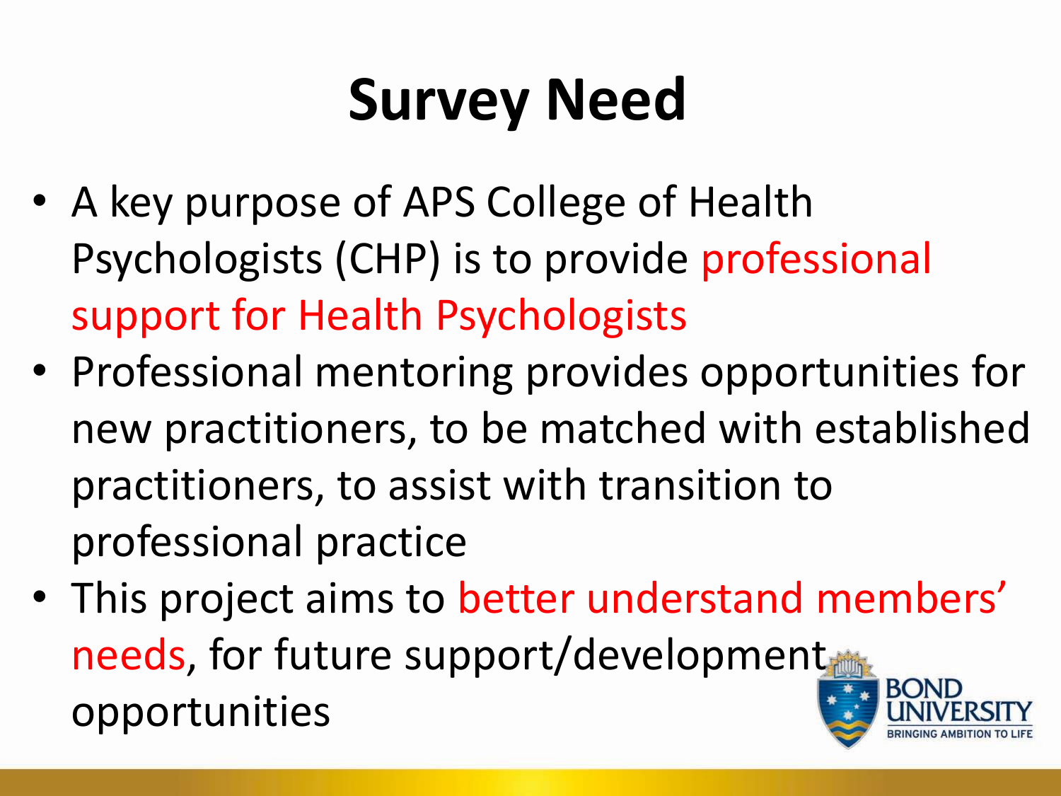# Survey Need

- A key purpose of APS College of Health Psychologists (CHP) is to provide professional support for Health Psychologists
- Professional mentoring provides opportunities for new practitioners, to be matched with established practitioners, to assist with transition to professional practice
- This project aims to better understand members' needs, for future support/development opportunities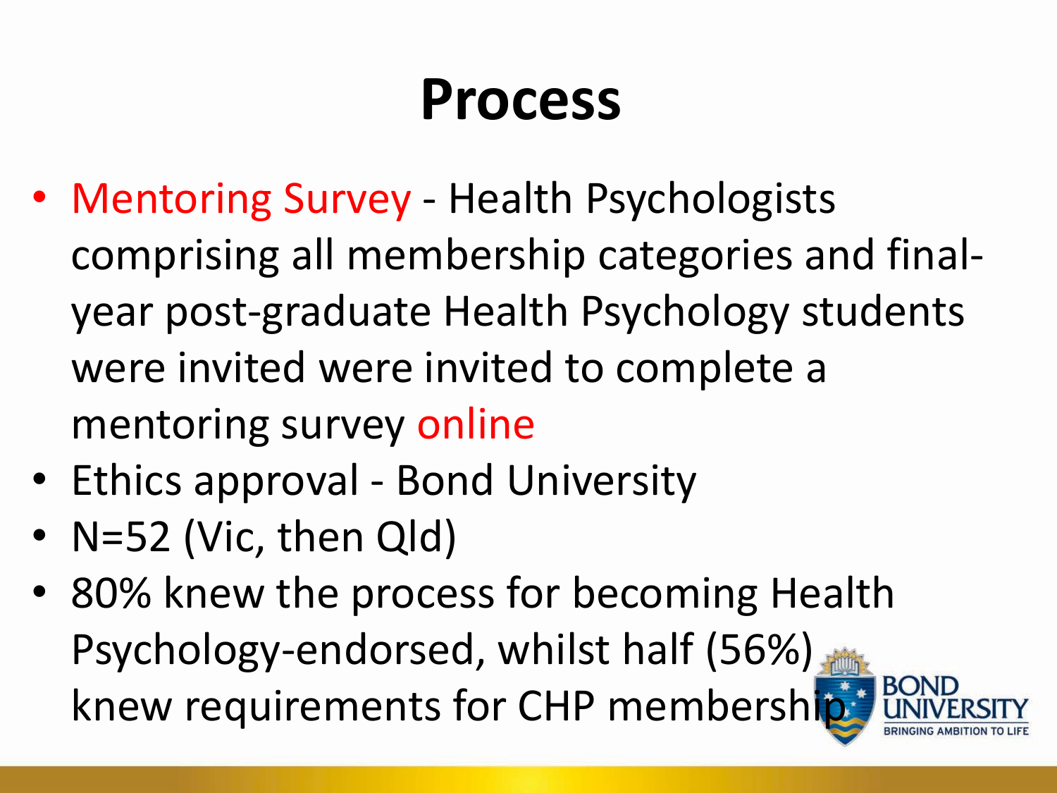# Process

- Mentoring Survey - Health Psychologists comprising all membership categories and final-year post-graduate Health Psychology students were invited were invited to complete a mentoring survey online
- Ethics approval - Bond University
- N=52 (Vic, then Qld)
- 80% knew the process for becoming Health Psychology-endorsed, whilst half (56%) knew requirements for CHP membership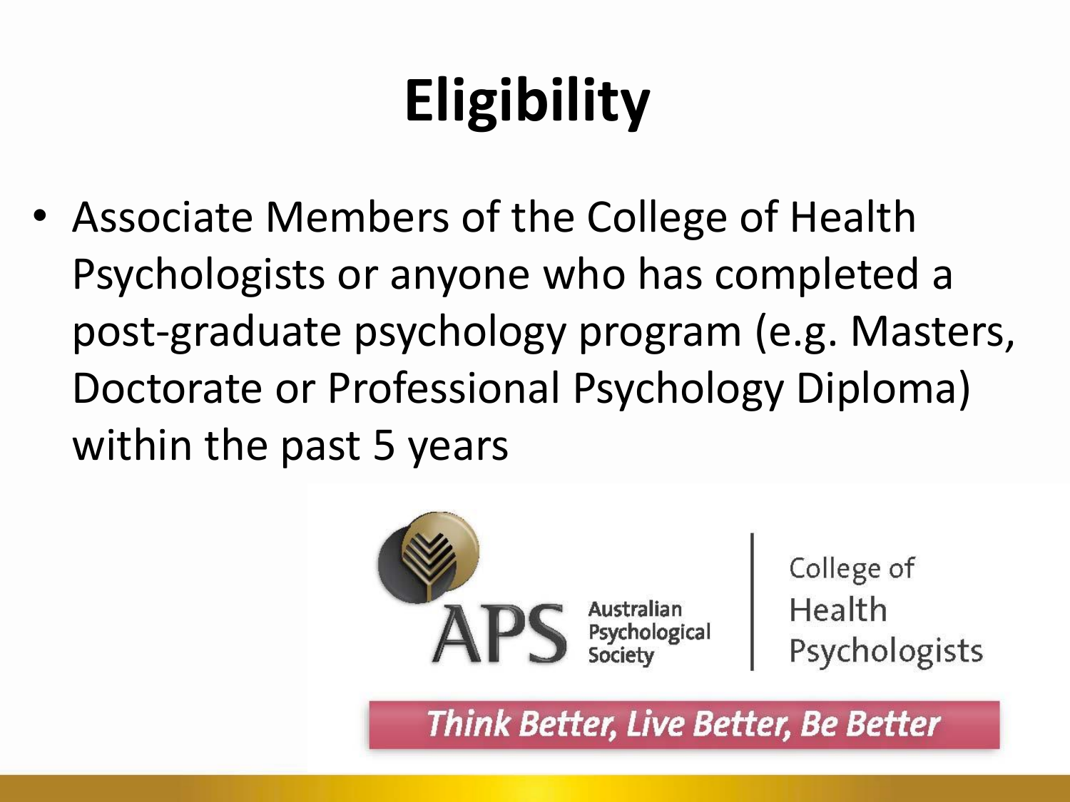# Eligibility

- Associate Members of the College of Health Psychologists or anyone who has completed a post-graduate psychology program (e.g. Masters, Doctorate or Professional Psychology Diploma) within the past 5 years

APS Australian Psychological Society | College of Health Psychologists

*Think Better, Live Better, Be Better*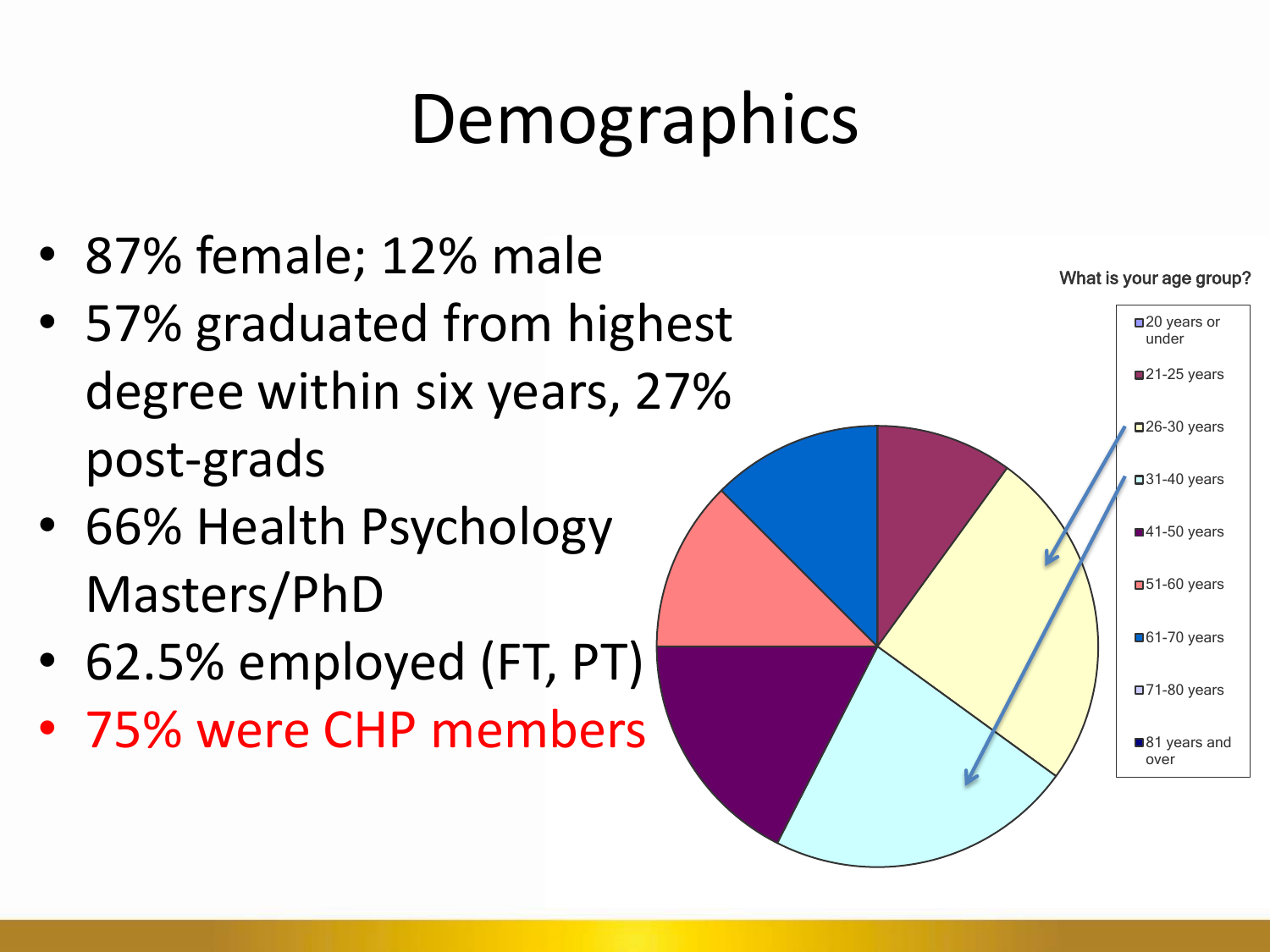# Demographics

- 87% female; 12% male
- 57% graduated from highest degree within six years, 27% post-grads
- 66% Health Psychology Masters/PhD
- 62.5% employed (FT, PT)
- 75% were CHP members

What is your age group?

- 20 years or under
- 21-25 years
- 26-30 years
- 31-40 years
- 41-50 years
- 51-60 years
- 61-70 years
- 71-80 years
- 81 years and over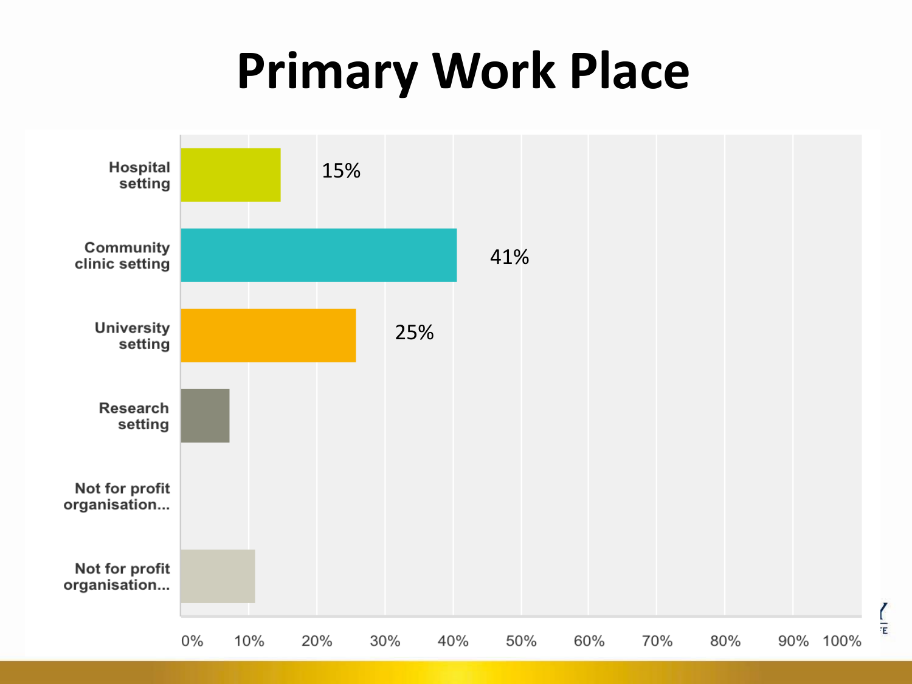# Primary Work Place

| Primary Work Place | Percentage |
|---|---|
| Hospital setting | 15% |
| Community clinic setting | 41% |
| University setting | 25% |
| Research setting | |
| Not for profit organisation... | |
| Not for profit organisation... | |

0% 10% 20% 30% 40% 50% 60% 70% 80% 90% 100%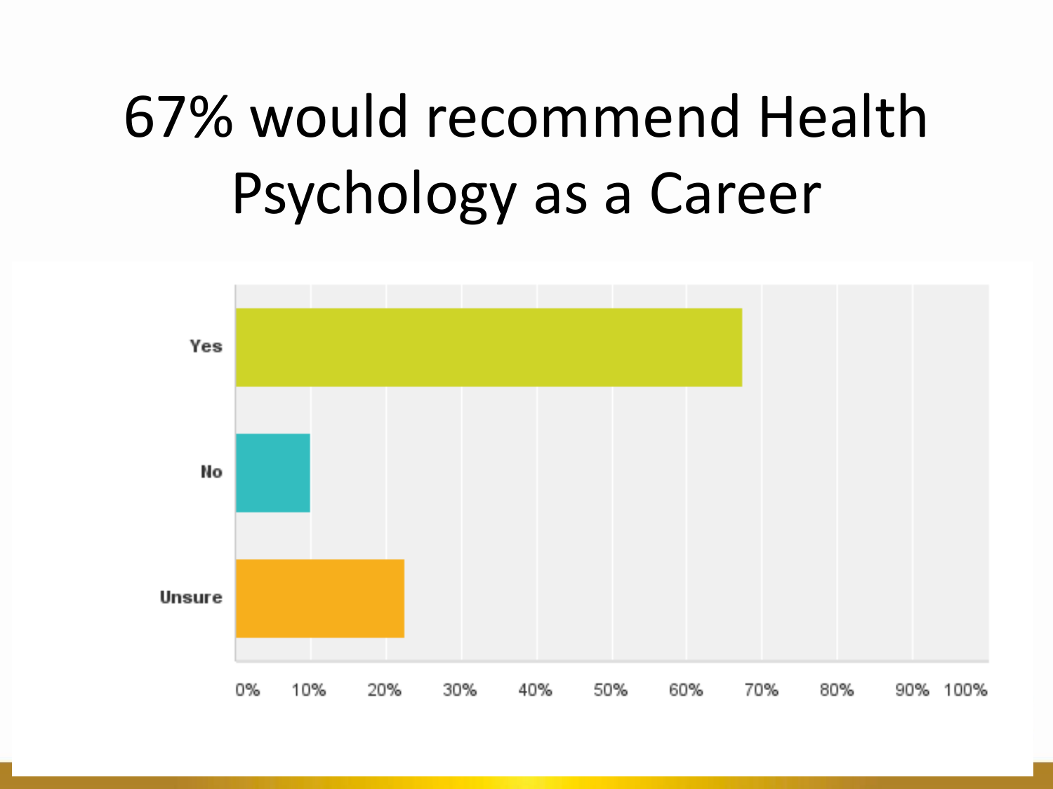# 67% would recommend Health Psychology as a Career

Yes

No

Unsure

0% 10% 20% 30% 40% 50% 60% 70% 80% 90% 100%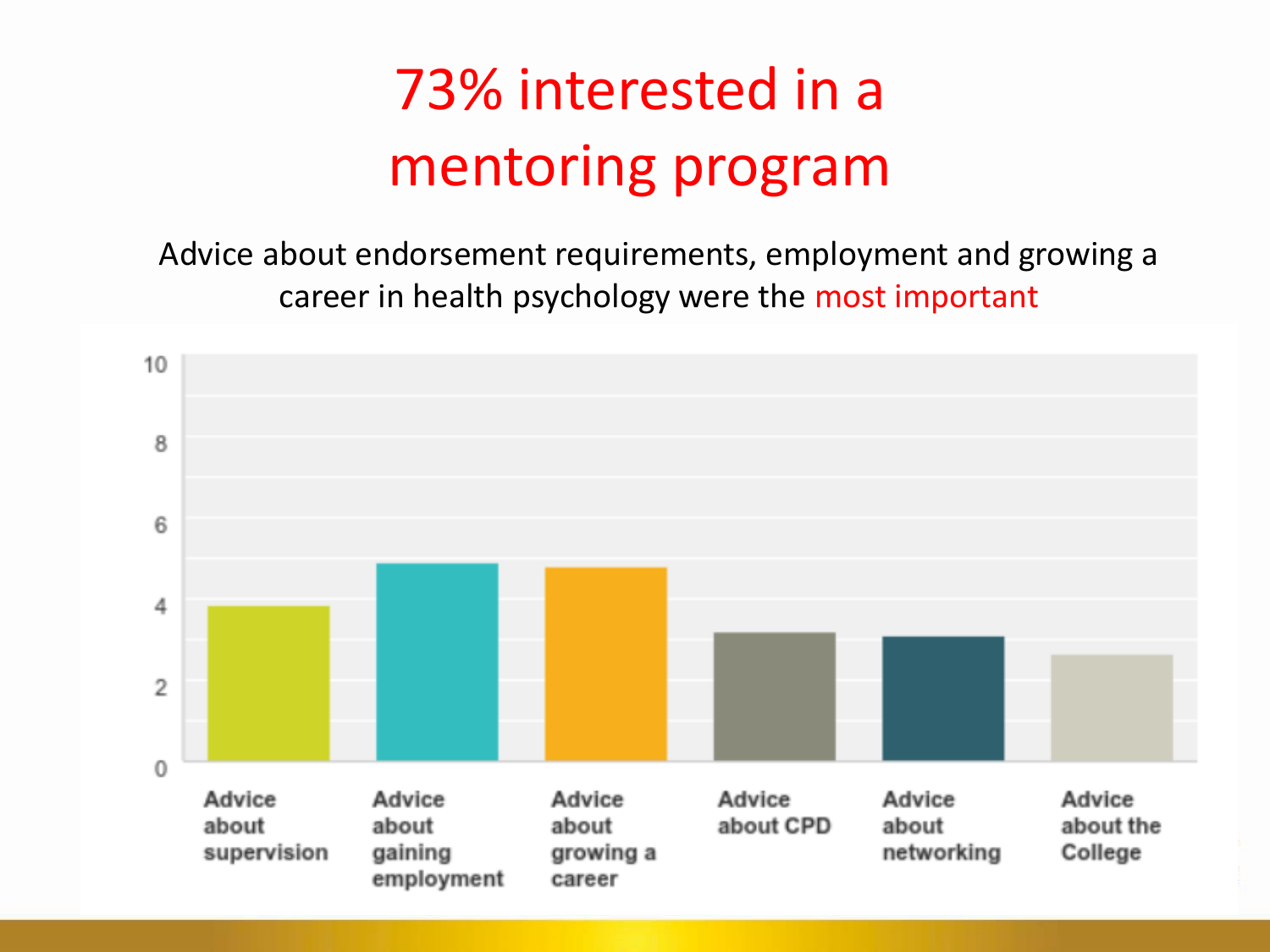# 73% interested in a mentoring program

Advice about endorsement requirements, employment and growing a career in health psychology were the most important

| Category | Value (approx.) |
| --- | --- |
| Advice about supervision | 3.8 |
| Advice about gaining employment | 4.9 |
| Advice about growing a career | 4.8 |
| Advice about CPD | 3.2 |
| Advice about networking | 3.1 |
| Advice about the College | 2.6 |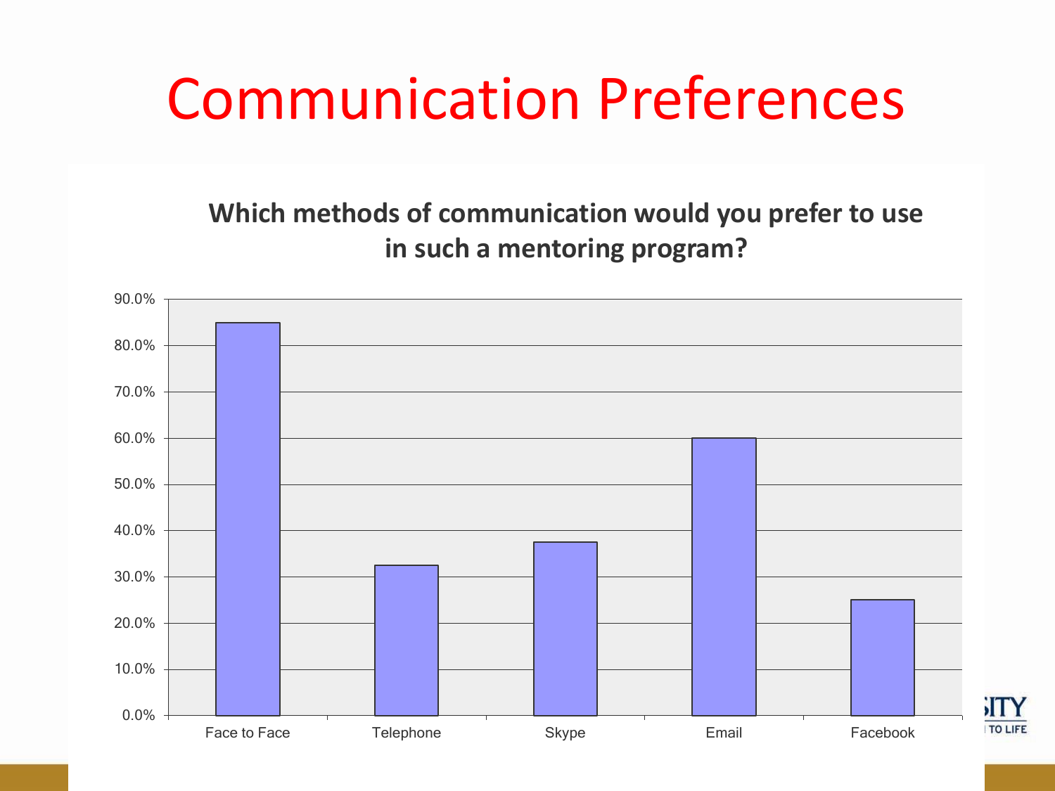# Communication Preferences

**Which methods of communication would you prefer to use in such a mentoring program?**

| Method | Percentage |
|---|---|
| Face to Face | 85.0% |
| Telephone | 32.5% |
| Skype | 37.5% |
| Email | 60.0% |
| Facebook | 25.0% |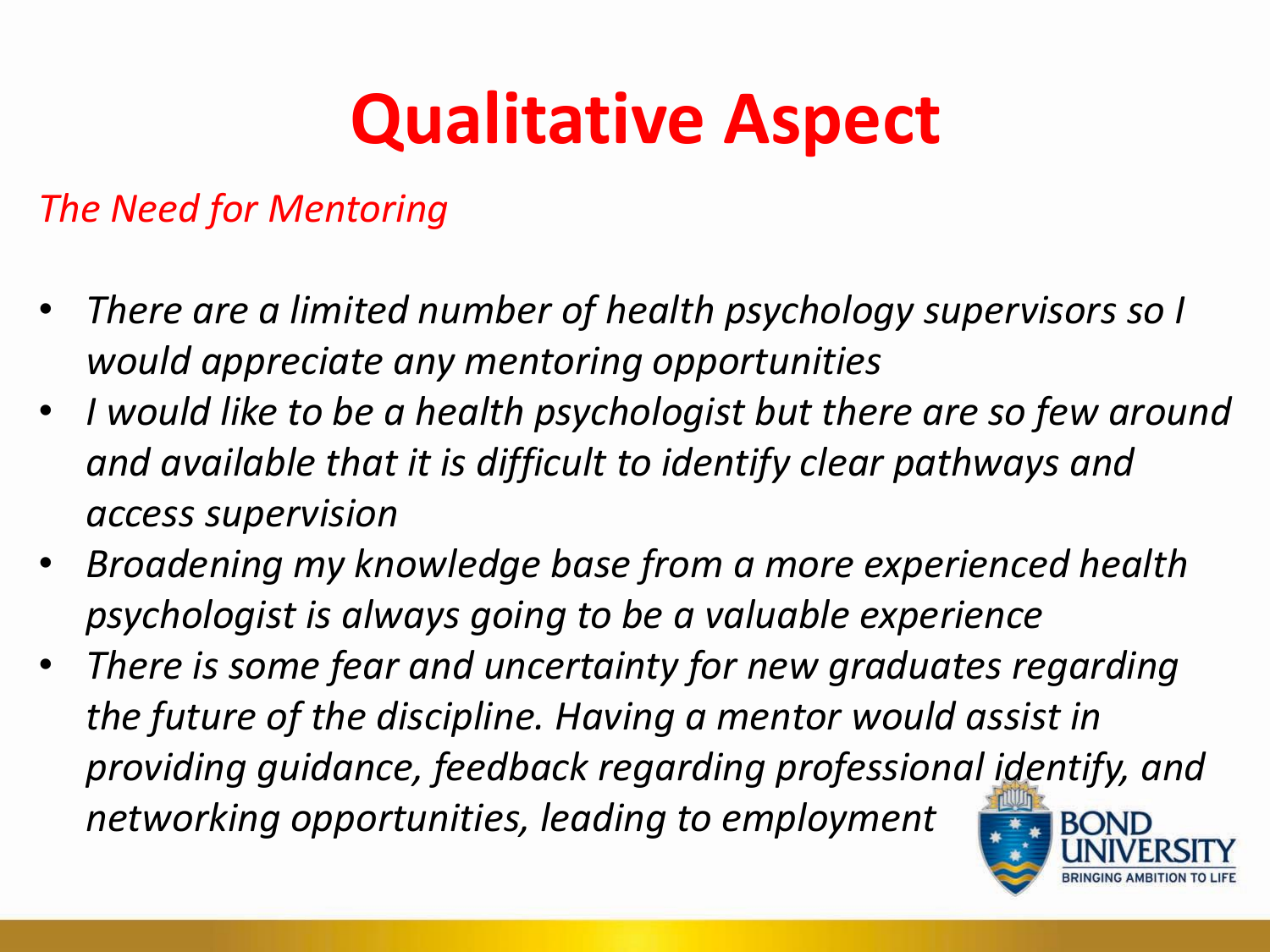# Qualitative Aspect

*The Need for Mentoring*

- *There are a limited number of health psychology supervisors so I would appreciate any mentoring opportunities*
- *I would like to be a health psychologist but there are so few around and available that it is difficult to identify clear pathways and access supervision*
- *Broadening my knowledge base from a more experienced health psychologist is always going to be a valuable experience*
- *There is some fear and uncertainty for new graduates regarding the future of the discipline. Having a mentor would assist in providing guidance, feedback regarding professional identify, and networking opportunities, leading to employment*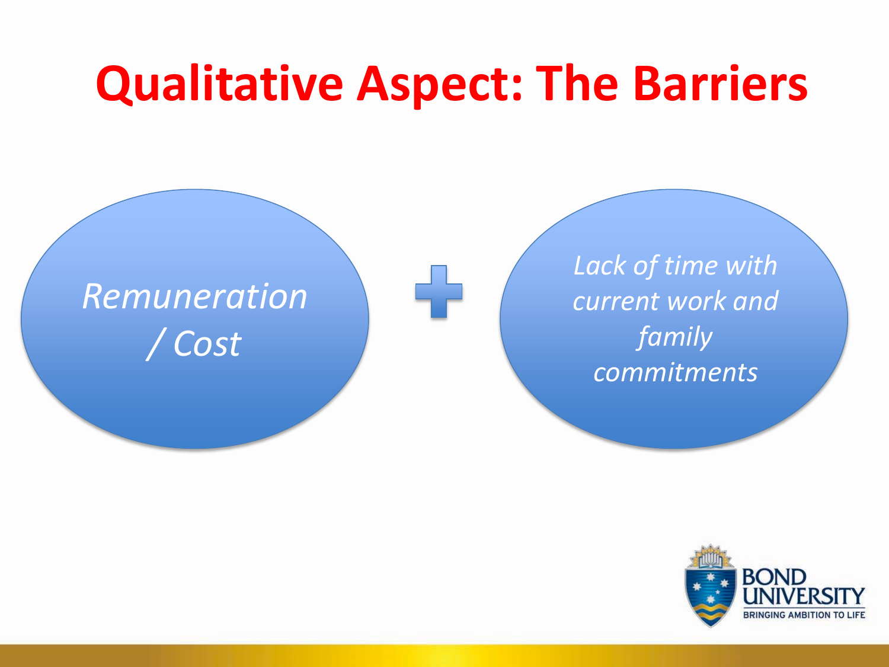# Qualitative Aspect: The Barriers

*Remuneration / Cost*

+

*Lack of time with current work and family commitments*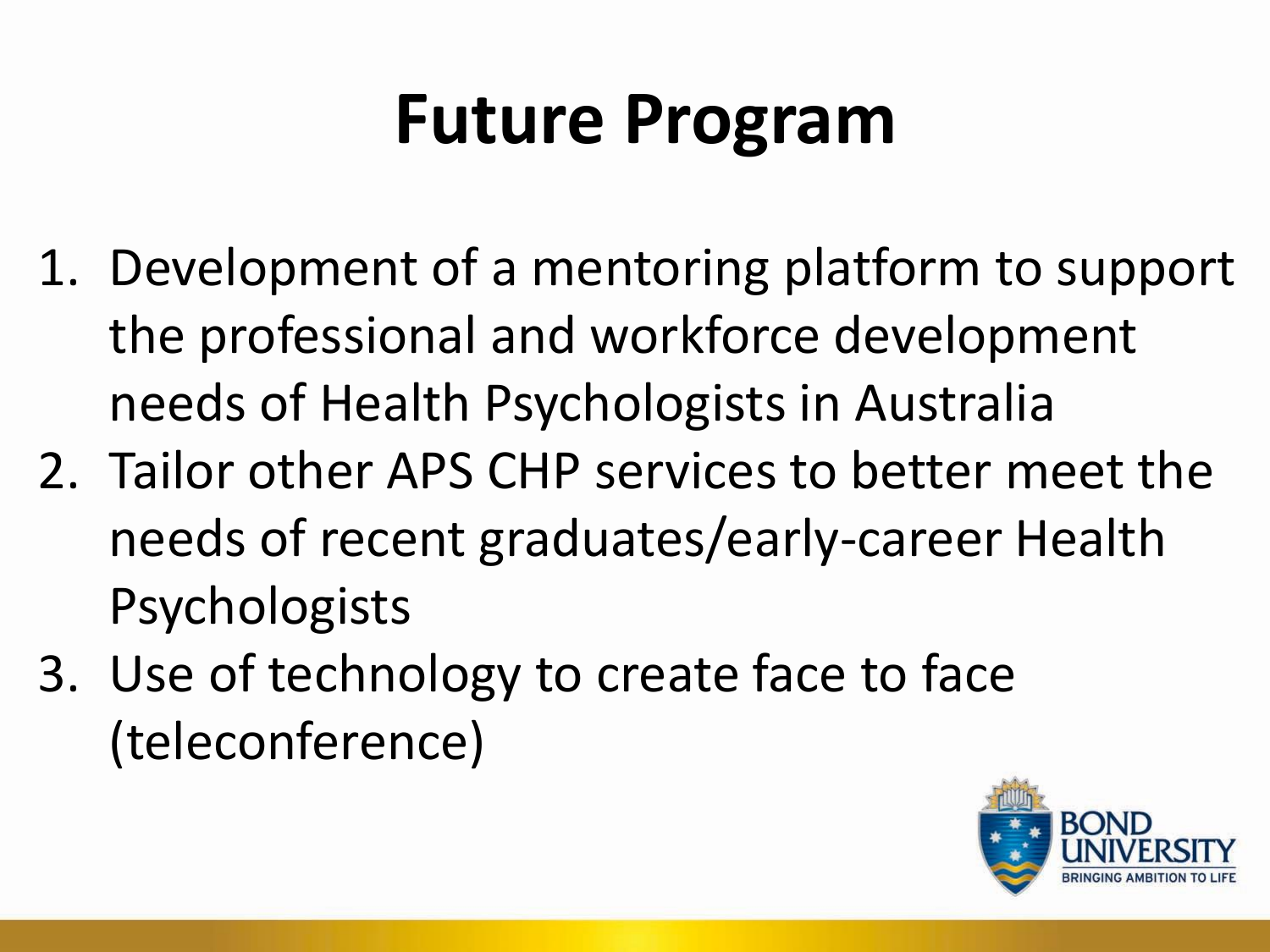# Future Program

1. Development of a mentoring platform to support the professional and workforce development needs of Health Psychologists in Australia
2. Tailor other APS CHP services to better meet the needs of recent graduates/early-career Health Psychologists
3. Use of technology to create face to face (teleconference)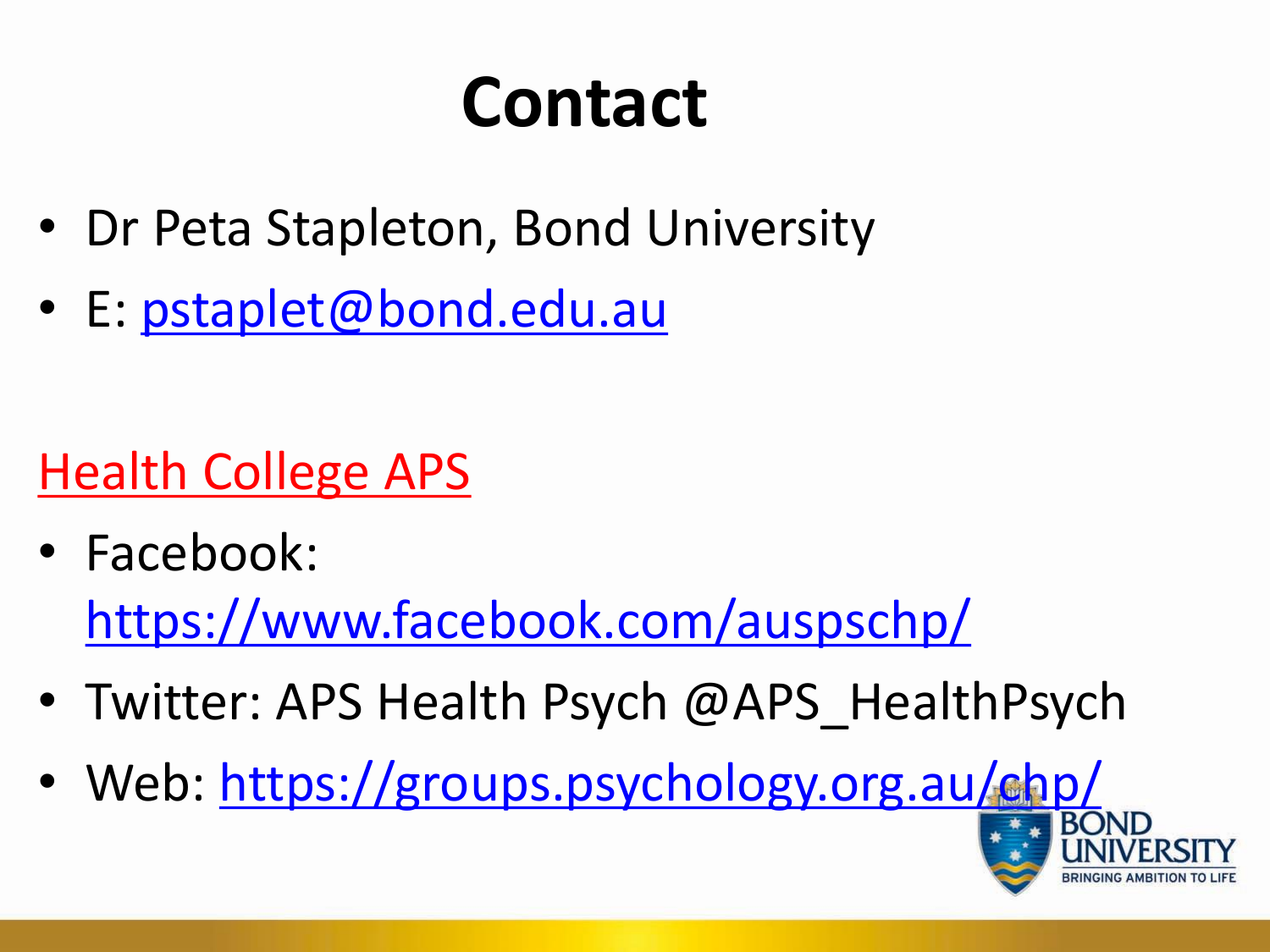# Contact

- Dr Peta Stapleton, Bond University
- E: pstaplet@bond.edu.au

Health College APS

- Facebook: https://www.facebook.com/auspschp/
- Twitter: APS Health Psych @APS_HealthPsych
- Web: https://groups.psychology.org.au/chp/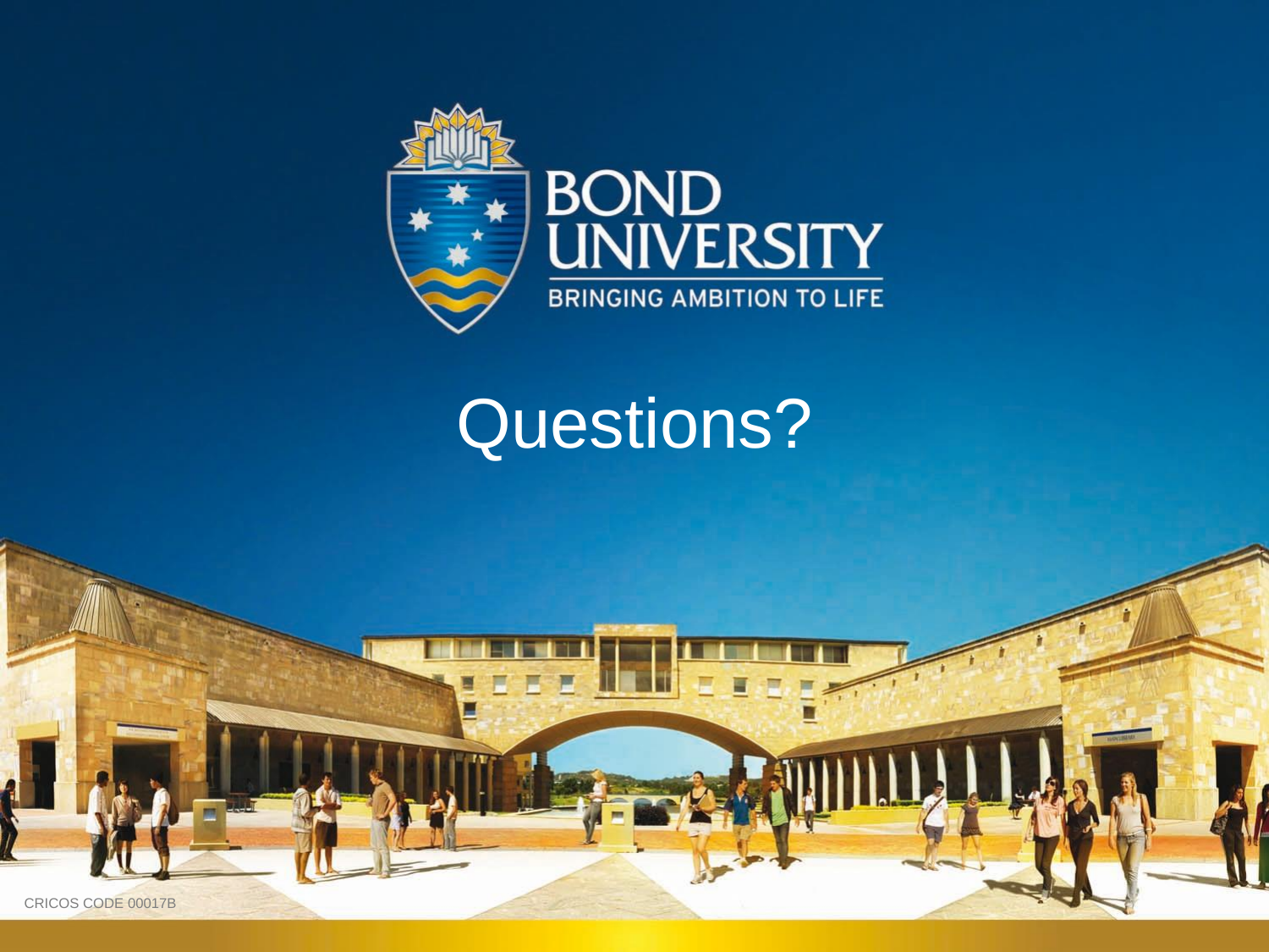BOND UNIVERSITY

BRINGING AMBITION TO LIFE

# Questions?

CRICOS CODE 00017B